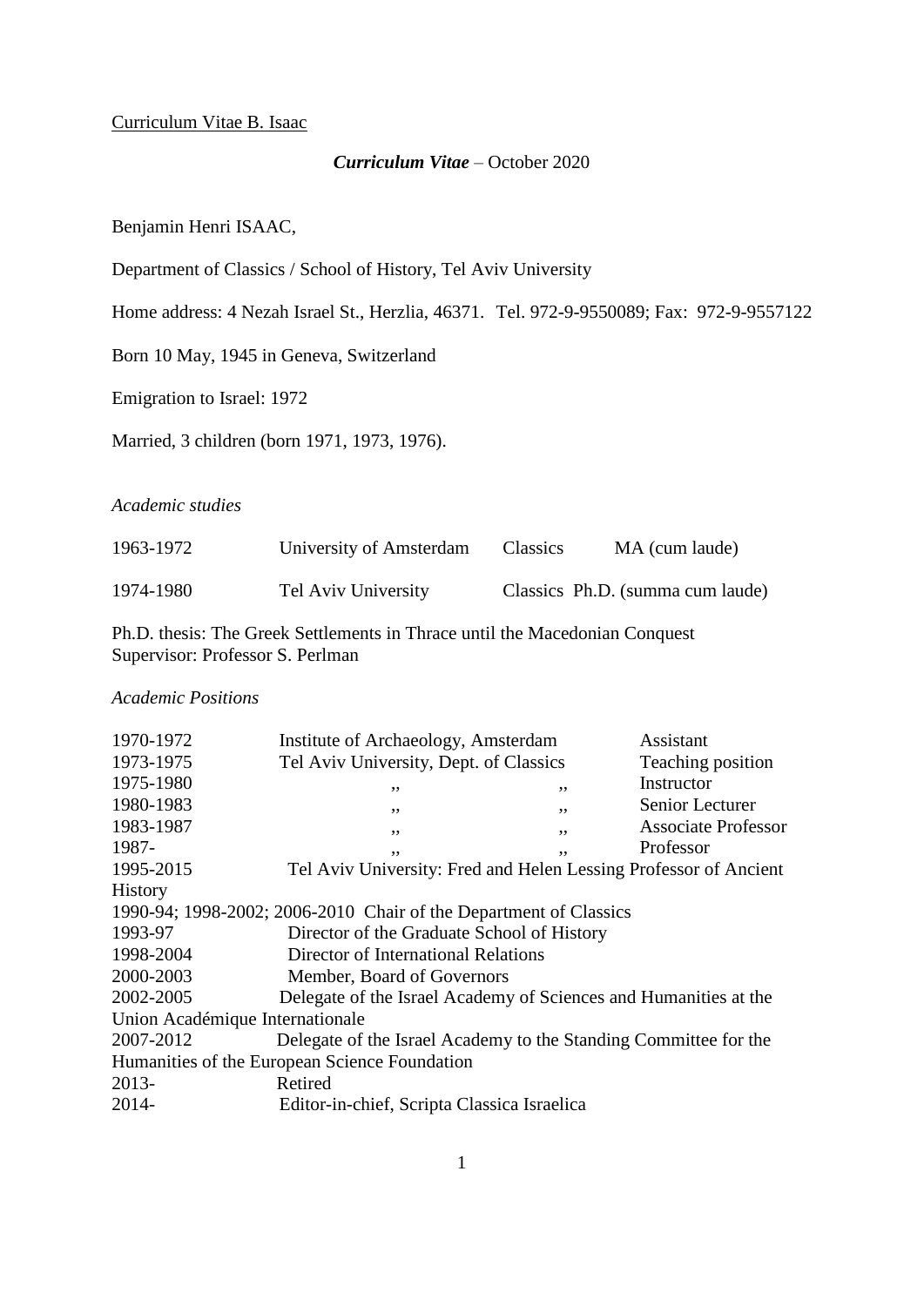Curriculum Vitae B. Isaac

***Curriculum Vitae*** – October 2020

Benjamin Henri ISAAC,

Department of Classics / School of History, Tel Aviv University

Home address: 4 Nezah Israel St., Herzlia, 46371. Tel. 972-9-9550089; Fax: 972-9-9557122

Born 10 May, 1945 in Geneva, Switzerland

Emigration to Israel: 1972

Married, 3 children (born 1971, 1973, 1976).

*Academic studies*

| | | | |
|---|---|---|---|
| 1963-1972 | University of Amsterdam | Classics | MA (cum laude) |
| 1974-1980 | Tel Aviv University | Classics | Ph.D. (summa cum laude) |

Ph.D. thesis: The Greek Settlements in Thrace until the Macedonian Conquest
Supervisor: Professor S. Perlman

*Academic Positions*

| | | |
|---|---|---|
| 1970-1972 | Institute of Archaeology, Amsterdam | Assistant |
| 1973-1975 | Tel Aviv University, Dept. of Classics | Teaching position |
| 1975-1980 | ,, ,, | Instructor |
| 1980-1983 | ,, ,, | Senior Lecturer |
| 1983-1987 | ,, ,, | Associate Professor |
| 1987- | ,, ,, | Professor |

1995-2015 Tel Aviv University: Fred and Helen Lessing Professor of Ancient History
1990-94; 1998-2002; 2006-2010 Chair of the Department of Classics
1993-97 Director of the Graduate School of History
1998-2004 Director of International Relations
2000-2003 Member, Board of Governors
2002-2005 Delegate of the Israel Academy of Sciences and Humanities at the Union Académique Internationale
2007-2012 Delegate of the Israel Academy to the Standing Committee for the Humanities of the European Science Foundation
2013- Retired
2014- Editor-in-chief, Scripta Classica Israelica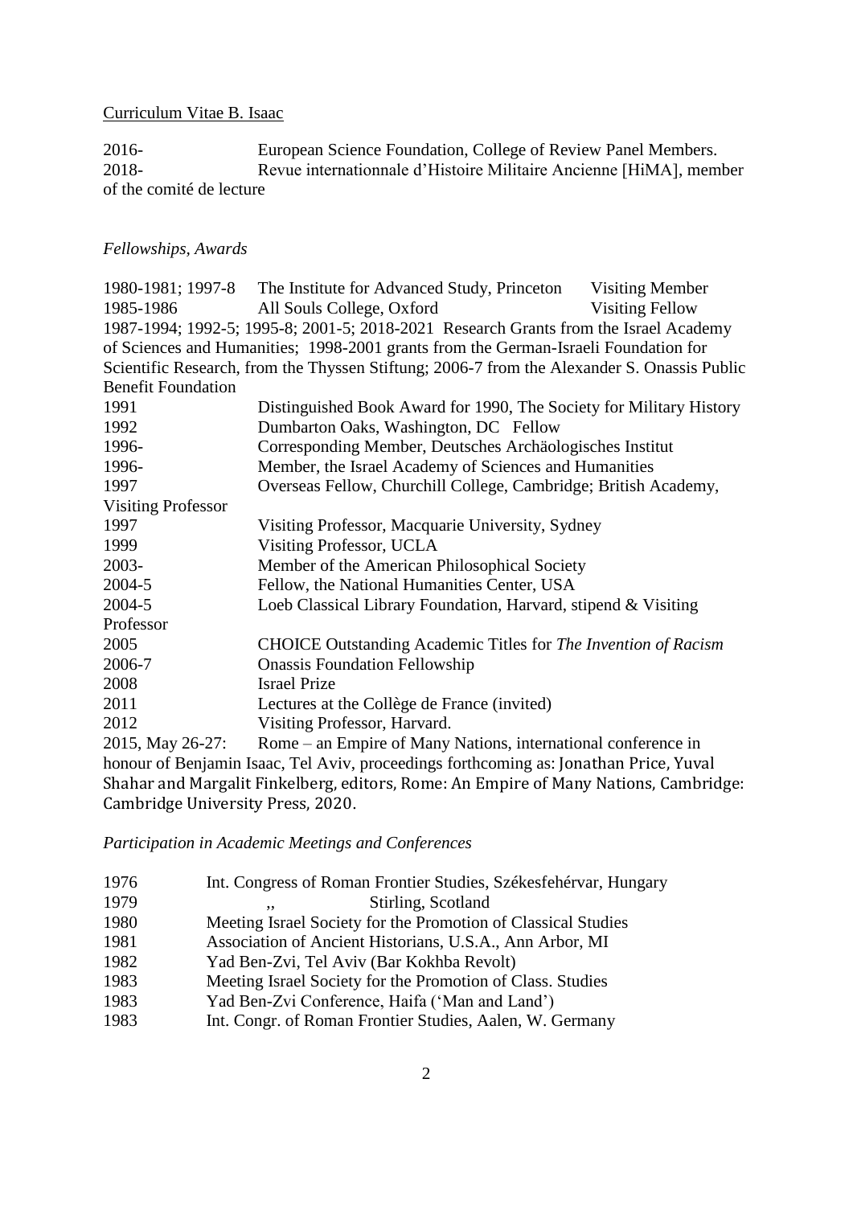Curriculum Vitae B. Isaac

2016- European Science Foundation, College of Review Panel Members.
2018- Revue internationnale d'Histoire Militaire Ancienne [HiMA], member of the comité de lecture

*Fellowships, Awards*

1980-1981; 1997-8 The Institute for Advanced Study, Princeton Visiting Member
1985-1986 All Souls College, Oxford Visiting Fellow
1987-1994; 1992-5; 1995-8; 2001-5; 2018-2021 Research Grants from the Israel Academy of Sciences and Humanities; 1998-2001 grants from the German-Israeli Foundation for Scientific Research, from the Thyssen Stiftung; 2006-7 from the Alexander S. Onassis Public Benefit Foundation
1991 Distinguished Book Award for 1990, The Society for Military History
1992 Dumbarton Oaks, Washington, DC Fellow
1996- Corresponding Member, Deutsches Archäologisches Institut
1996- Member, the Israel Academy of Sciences and Humanities
1997 Overseas Fellow, Churchill College, Cambridge; British Academy, Visiting Professor
1997 Visiting Professor, Macquarie University, Sydney
1999 Visiting Professor, UCLA
2003- Member of the American Philosophical Society
2004-5 Fellow, the National Humanities Center, USA
2004-5 Loeb Classical Library Foundation, Harvard, stipend & Visiting Professor
2005 CHOICE Outstanding Academic Titles for *The Invention of Racism*
2006-7 Onassis Foundation Fellowship
2008 Israel Prize
2011 Lectures at the Collège de France (invited)
2012 Visiting Professor, Harvard.
2015, May 26-27: Rome – an Empire of Many Nations, international conference in honour of Benjamin Isaac, Tel Aviv, proceedings forthcoming as: Jonathan Price, Yuval Shahar and Margalit Finkelberg, editors, Rome: An Empire of Many Nations, Cambridge: Cambridge University Press, 2020.

*Participation in Academic Meetings and Conferences*

1976 Int. Congress of Roman Frontier Studies, Székesfehérvar, Hungary
1979 ,, Stirling, Scotland
1980 Meeting Israel Society for the Promotion of Classical Studies
1981 Association of Ancient Historians, U.S.A., Ann Arbor, MI
1982 Yad Ben-Zvi, Tel Aviv (Bar Kokhba Revolt)
1983 Meeting Israel Society for the Promotion of Class. Studies
1983 Yad Ben-Zvi Conference, Haifa ('Man and Land')
1983 Int. Congr. of Roman Frontier Studies, Aalen, W. Germany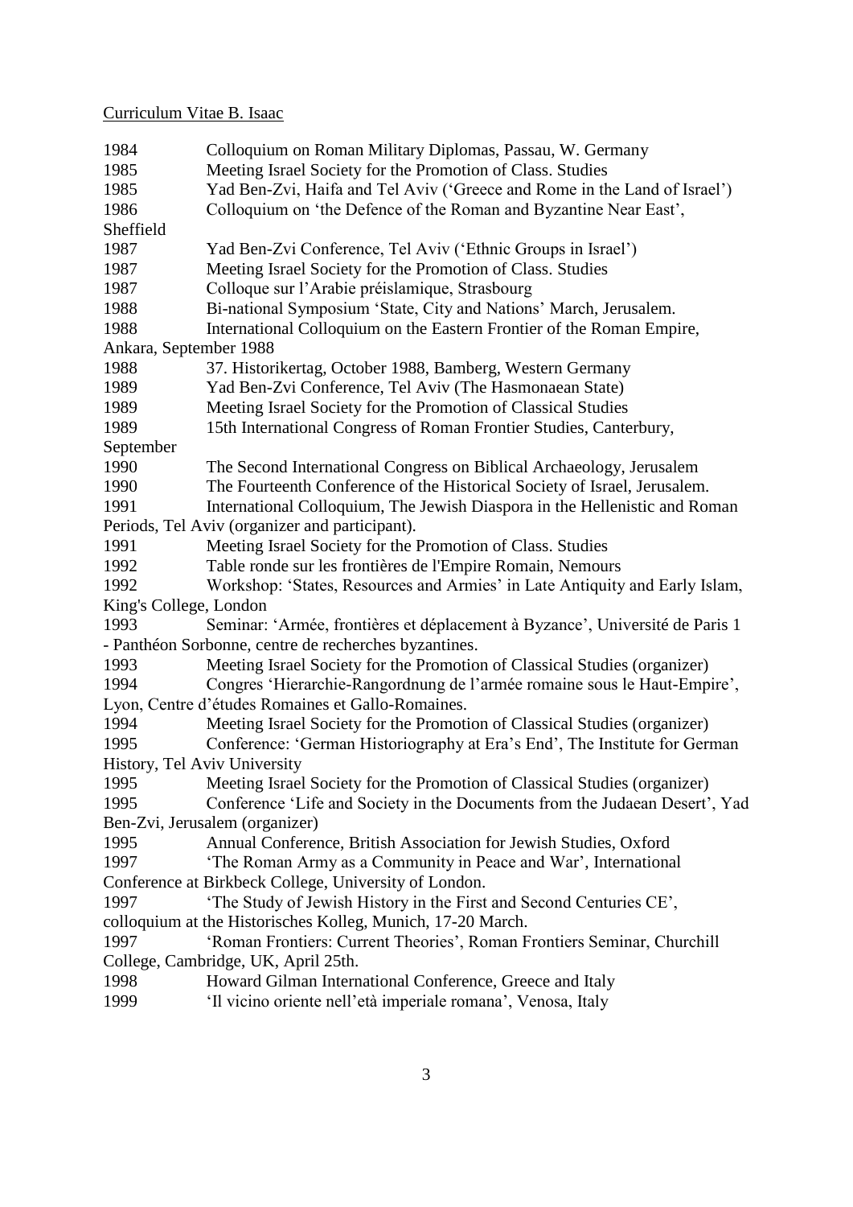Curriculum Vitae B. Isaac

1984 Colloquium on Roman Military Diplomas, Passau, W. Germany
1985 Meeting Israel Society for the Promotion of Class. Studies
1985 Yad Ben-Zvi, Haifa and Tel Aviv ('Greece and Rome in the Land of Israel')
1986 Colloquium on 'the Defence of the Roman and Byzantine Near East', Sheffield
1987 Yad Ben-Zvi Conference, Tel Aviv ('Ethnic Groups in Israel')
1987 Meeting Israel Society for the Promotion of Class. Studies
1987 Colloque sur l'Arabie préislamique, Strasbourg
1988 Bi-national Symposium 'State, City and Nations' March, Jerusalem.
1988 International Colloquium on the Eastern Frontier of the Roman Empire, Ankara, September 1988
1988 37. Historikertag, October 1988, Bamberg, Western Germany
1989 Yad Ben-Zvi Conference, Tel Aviv (The Hasmonaean State)
1989 Meeting Israel Society for the Promotion of Classical Studies
1989 15th International Congress of Roman Frontier Studies, Canterbury, September
1990 The Second International Congress on Biblical Archaeology, Jerusalem
1990 The Fourteenth Conference of the Historical Society of Israel, Jerusalem.
1991 International Colloquium, The Jewish Diaspora in the Hellenistic and Roman Periods, Tel Aviv (organizer and participant).
1991 Meeting Israel Society for the Promotion of Class. Studies
1992 Table ronde sur les frontières de l'Empire Romain, Nemours
1992 Workshop: 'States, Resources and Armies' in Late Antiquity and Early Islam, King's College, London
1993 Seminar: 'Armée, frontières et déplacement à Byzance', Université de Paris 1 - Panthéon Sorbonne, centre de recherches byzantines.
1993 Meeting Israel Society for the Promotion of Classical Studies (organizer)
1994 Congres 'Hierarchie-Rangordnung de l'armée romaine sous le Haut-Empire', Lyon, Centre d'études Romaines et Gallo-Romaines.
1994 Meeting Israel Society for the Promotion of Classical Studies (organizer)
1995 Conference: 'German Historiography at Era's End', The Institute for German History, Tel Aviv University
1995 Meeting Israel Society for the Promotion of Classical Studies (organizer)
1995 Conference 'Life and Society in the Documents from the Judaean Desert', Yad Ben-Zvi, Jerusalem (organizer)
1995 Annual Conference, British Association for Jewish Studies, Oxford
1997 'The Roman Army as a Community in Peace and War', International Conference at Birkbeck College, University of London.
1997 'The Study of Jewish History in the First and Second Centuries CE', colloquium at the Historisches Kolleg, Munich, 17-20 March.
1997 'Roman Frontiers: Current Theories', Roman Frontiers Seminar, Churchill College, Cambridge, UK, April 25th.
1998 Howard Gilman International Conference, Greece and Italy
1999 'Il vicino oriente nell'età imperiale romana', Venosa, Italy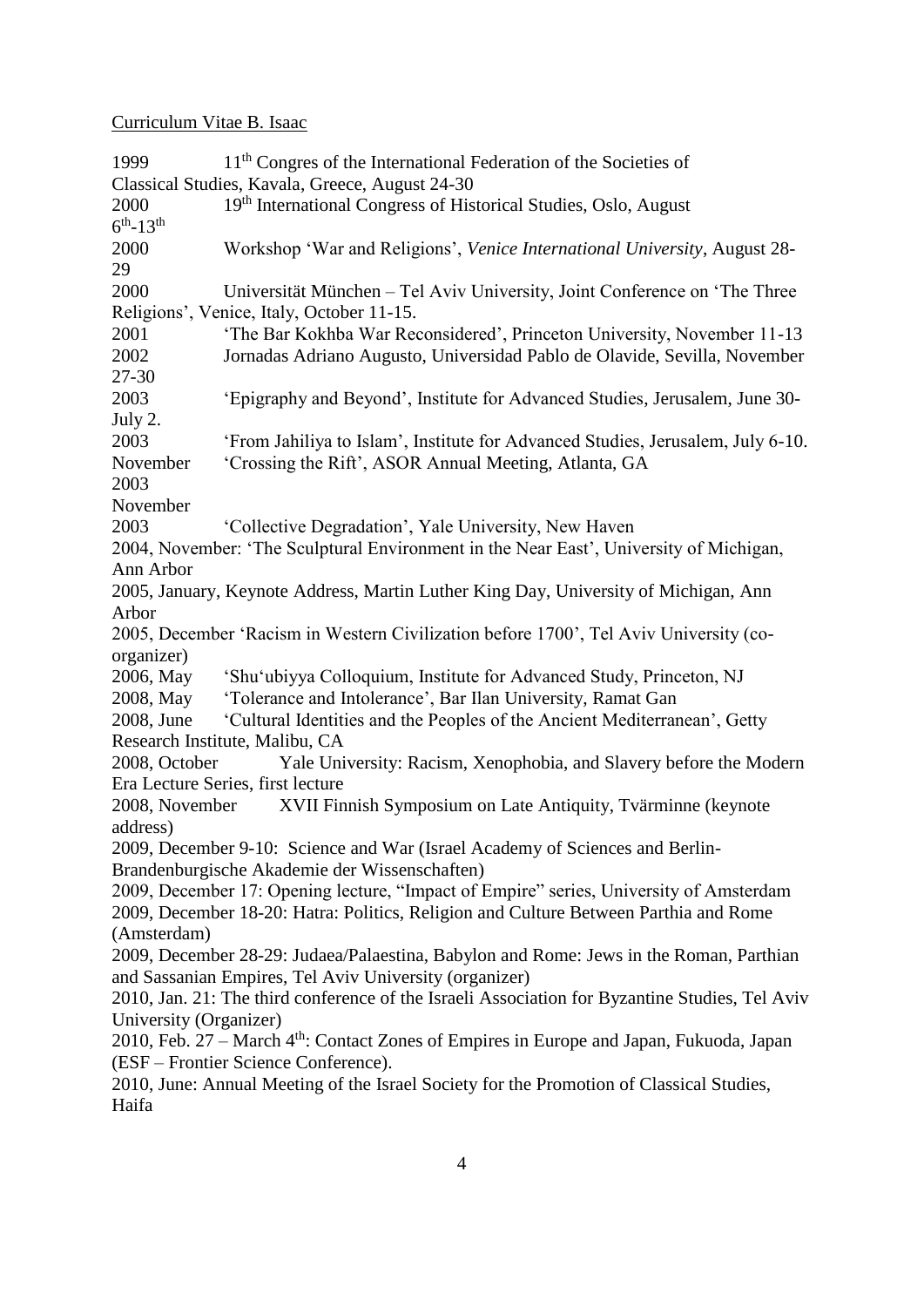Curriculum Vitae B. Isaac

1999 — 11th Congres of the International Federation of the Societies of Classical Studies, Kavala, Greece, August 24-30

2000 — 19th International Congress of Historical Studies, Oslo, August 6th-13th

2000 — Workshop 'War and Religions', *Venice International University*, August 28-29

2000 — Universität München – Tel Aviv University, Joint Conference on 'The Three Religions', Venice, Italy, October 11-15.

2001 — 'The Bar Kokhba War Reconsidered', Princeton University, November 11-13

2002 — Jornadas Adriano Augusto, Universidad Pablo de Olavide, Sevilla, November 27-30

2003 — 'Epigraphy and Beyond', Institute for Advanced Studies, Jerusalem, June 30-July 2.

2003 — 'From Jahiliya to Islam', Institute for Advanced Studies, Jerusalem, July 6-10.

November 2003 — 'Crossing the Rift', ASOR Annual Meeting, Atlanta, GA

November 2003 — 'Collective Degradation', Yale University, New Haven

2004, November: 'The Sculptural Environment in the Near East', University of Michigan, Ann Arbor

2005, January, Keynote Address, Martin Luther King Day, University of Michigan, Ann Arbor

2005, December 'Racism in Western Civilization before 1700', Tel Aviv University (co-organizer)

2006, May — 'Shu'ubiyya Colloquium, Institute for Advanced Study, Princeton, NJ

2008, May — 'Tolerance and Intolerance', Bar Ilan University, Ramat Gan

2008, June — 'Cultural Identities and the Peoples of the Ancient Mediterranean', Getty Research Institute, Malibu, CA

2008, October — Yale University: Racism, Xenophobia, and Slavery before the Modern Era Lecture Series, first lecture

2008, November — XVII Finnish Symposium on Late Antiquity, Tvärminne (keynote address)

2009, December 9-10: Science and War (Israel Academy of Sciences and Berlin-Brandenburgische Akademie der Wissenschaften)

2009, December 17: Opening lecture, "Impact of Empire" series, University of Amsterdam

2009, December 18-20: Hatra: Politics, Religion and Culture Between Parthia and Rome (Amsterdam)

2009, December 28-29: Judaea/Palaestina, Babylon and Rome: Jews in the Roman, Parthian and Sassanian Empires, Tel Aviv University (organizer)

2010, Jan. 21: The third conference of the Israeli Association for Byzantine Studies, Tel Aviv University (Organizer)

2010, Feb. 27 – March 4th: Contact Zones of Empires in Europe and Japan, Fukuoda, Japan (ESF – Frontier Science Conference).

2010, June: Annual Meeting of the Israel Society for the Promotion of Classical Studies, Haifa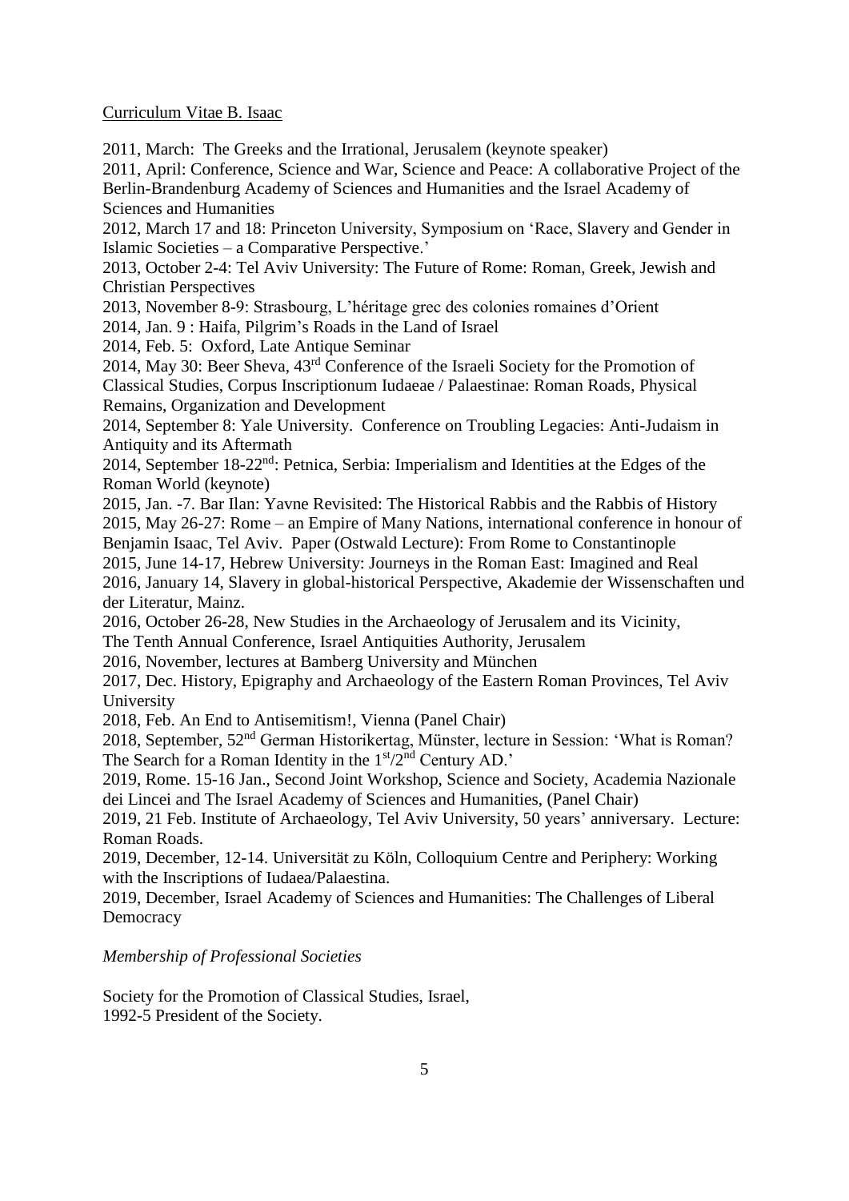Curriculum Vitae B. Isaac

2011, March: The Greeks and the Irrational, Jerusalem (keynote speaker)

2011, April: Conference, Science and War, Science and Peace: A collaborative Project of the Berlin-Brandenburg Academy of Sciences and Humanities and the Israel Academy of Sciences and Humanities

2012, March 17 and 18: Princeton University, Symposium on 'Race, Slavery and Gender in Islamic Societies – a Comparative Perspective.'

2013, October 2-4: Tel Aviv University: The Future of Rome: Roman, Greek, Jewish and Christian Perspectives

2013, November 8-9: Strasbourg, L'héritage grec des colonies romaines d'Orient

2014, Jan. 9 : Haifa, Pilgrim's Roads in the Land of Israel

2014, Feb. 5: Oxford, Late Antique Seminar

2014, May 30: Beer Sheva, 43rd Conference of the Israeli Society for the Promotion of Classical Studies, Corpus Inscriptionum Iudaeae / Palaestinae: Roman Roads, Physical Remains, Organization and Development

2014, September 8: Yale University. Conference on Troubling Legacies: Anti-Judaism in Antiquity and its Aftermath

2014, September 18-22nd: Petnica, Serbia: Imperialism and Identities at the Edges of the Roman World (keynote)

2015, Jan. -7. Bar Ilan: Yavne Revisited: The Historical Rabbis and the Rabbis of History

2015, May 26-27: Rome – an Empire of Many Nations, international conference in honour of Benjamin Isaac, Tel Aviv. Paper (Ostwald Lecture): From Rome to Constantinople

2015, June 14-17, Hebrew University: Journeys in the Roman East: Imagined and Real

2016, January 14, Slavery in global-historical Perspective, Akademie der Wissenschaften und der Literatur, Mainz.

2016, October 26-28, New Studies in the Archaeology of Jerusalem and its Vicinity, The Tenth Annual Conference, Israel Antiquities Authority, Jerusalem

2016, November, lectures at Bamberg University and München

2017, Dec. History, Epigraphy and Archaeology of the Eastern Roman Provinces, Tel Aviv University

2018, Feb. An End to Antisemitism!, Vienna (Panel Chair)

2018, September, 52nd German Historikertag, Münster, lecture in Session: 'What is Roman? The Search for a Roman Identity in the 1st/2nd Century AD.'

2019, Rome. 15-16 Jan., Second Joint Workshop, Science and Society, Academia Nazionale dei Lincei and The Israel Academy of Sciences and Humanities, (Panel Chair)

2019, 21 Feb. Institute of Archaeology, Tel Aviv University, 50 years' anniversary. Lecture: Roman Roads.

2019, December, 12-14. Universität zu Köln, Colloquium Centre and Periphery: Working with the Inscriptions of Iudaea/Palaestina.

2019, December, Israel Academy of Sciences and Humanities: The Challenges of Liberal Democracy

*Membership of Professional Societies*

Society for the Promotion of Classical Studies, Israel,
1992-5 President of the Society.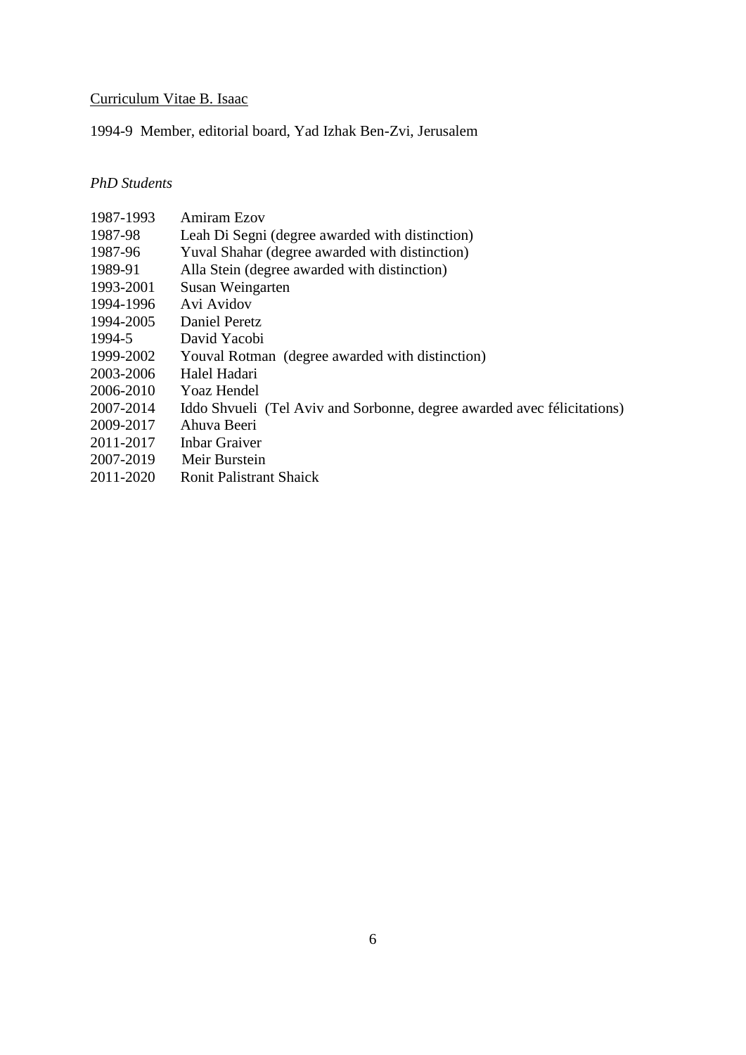Curriculum Vitae B. Isaac

1994-9 Member, editorial board, Yad Izhak Ben-Zvi, Jerusalem

*PhD Students*

| | |
|---|---|
| 1987-1993 | Amiram Ezov |
| 1987-98 | Leah Di Segni (degree awarded with distinction) |
| 1987-96 | Yuval Shahar (degree awarded with distinction) |
| 1989-91 | Alla Stein (degree awarded with distinction) |
| 1993-2001 | Susan Weingarten |
| 1994-1996 | Avi Avidov |
| 1994-2005 | Daniel Peretz |
| 1994-5 | David Yacobi |
| 1999-2002 | Youval Rotman (degree awarded with distinction) |
| 2003-2006 | Halel Hadari |
| 2006-2010 | Yoaz Hendel |
| 2007-2014 | Iddo Shvueli (Tel Aviv and Sorbonne, degree awarded avec félicitations) |
| 2009-2017 | Ahuva Beeri |
| 2011-2017 | Inbar Graiver |
| 2007-2019 | Meir Burstein |
| 2011-2020 | Ronit Palistrant Shaick |